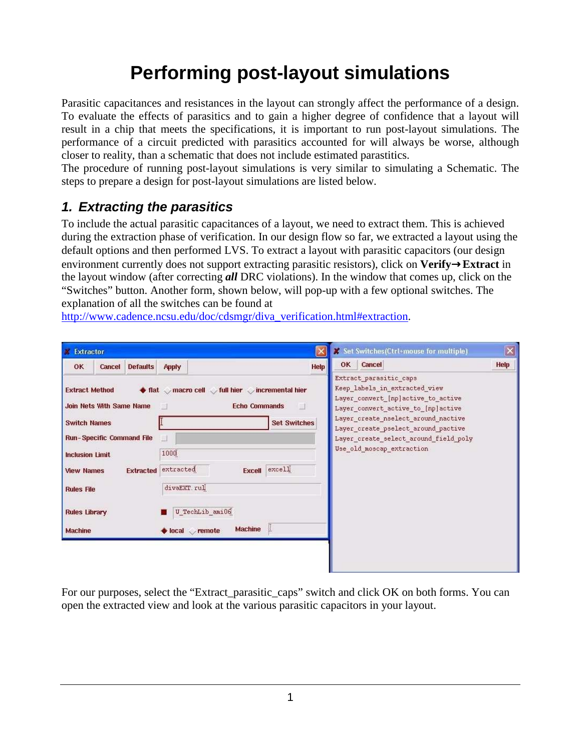# Performing post-layout simulations

Parasitic capacitances and resistances in the layout can strongly affect the performance of a design. To evaluate the effects of parasitics and to gain a higher degree of confidence that a layout will result in a chip that meets the specifications, it is important to run post-layout simulations. The performance of a circuit predicted with parasitics accounted for will always be worse, although closer to reality, than a schematic that does not include estimated parastitics.
The procedure of running post-layout simulations is very similar to simulating a Schematic. The steps to prepare a design for post-layout simulations are listed below.

## 1. Extracting the parasitics

To include the actual parasitic capacitances of a layout, we need to extract them. This is achieved during the extraction phase of verification. In our design flow so far, we extracted a layout using the default options and then performed LVS. To extract a layout with parasitic capacitors (our design environment currently does not support extracting parasitic resistors), click on **Verify→Extract** in the layout window (after correcting ***all*** DRC violations). In the window that comes up, click on the "Switches" button. Another form, shown below, will pop-up with a few optional switches. The explanation of all the switches can be found at http://www.cadence.ncsu.edu/doc/cdsmgr/diva_verification.html#extraction.

For our purposes, select the "Extract_parasitic_caps" switch and click OK on both forms. You can open the extracted view and look at the various parasitic capacitors in your layout.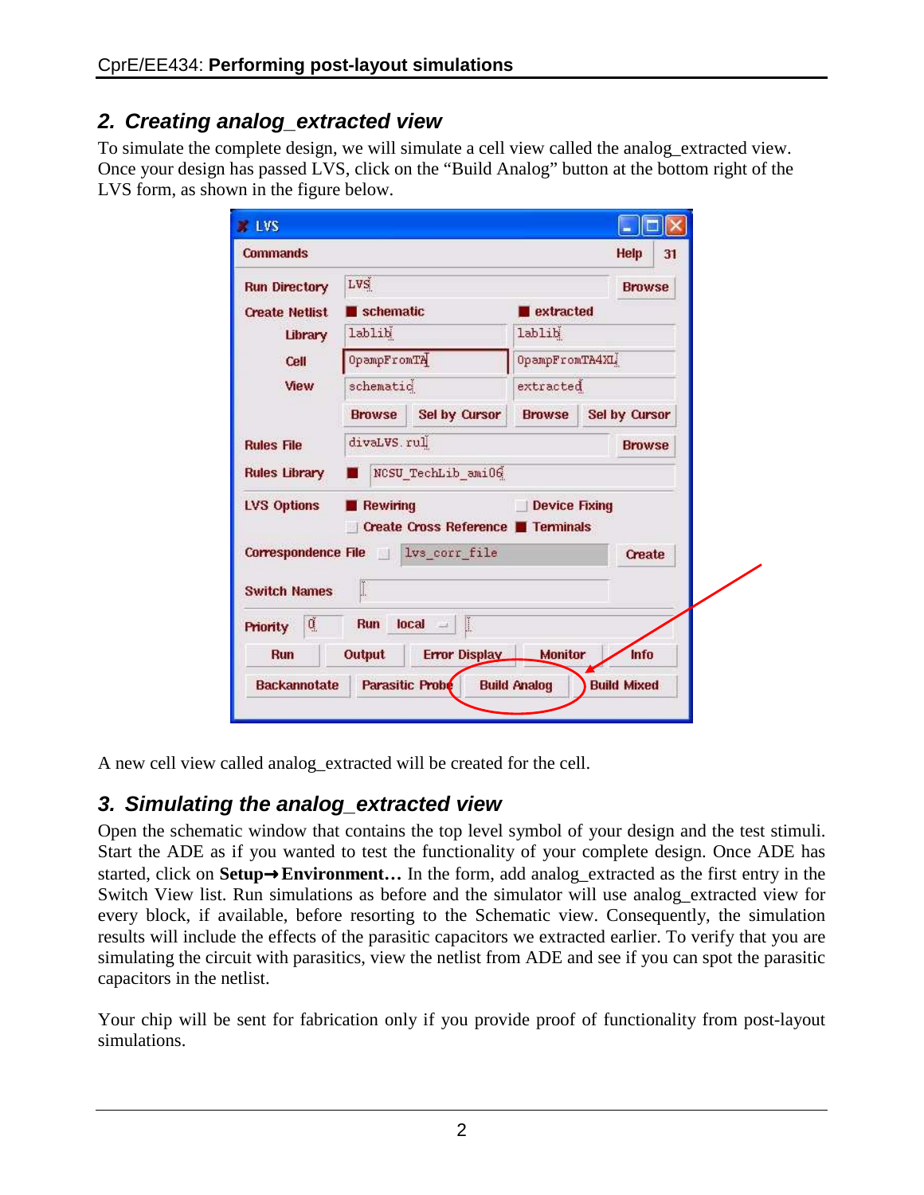## 2. *Creating analog_extracted view*

To simulate the complete design, we will simulate a cell view called the analog_extracted view. Once your design has passed LVS, click on the "Build Analog" button at the bottom right of the LVS form, as shown in the figure below.

A new cell view called analog_extracted will be created for the cell.

## 3. *Simulating the analog_extracted view*

Open the schematic window that contains the top level symbol of your design and the test stimuli. Start the ADE as if you wanted to test the functionality of your complete design. Once ADE has started, click on **Setup→Environment…** In the form, add analog_extracted as the first entry in the Switch View list. Run simulations as before and the simulator will use analog_extracted view for every block, if available, before resorting to the Schematic view. Consequently, the simulation results will include the effects of the parasitic capacitors we extracted earlier. To verify that you are simulating the circuit with parasitics, view the netlist from ADE and see if you can spot the parasitic capacitors in the netlist.

Your chip will be sent for fabrication only if you provide proof of functionality from post-layout simulations.